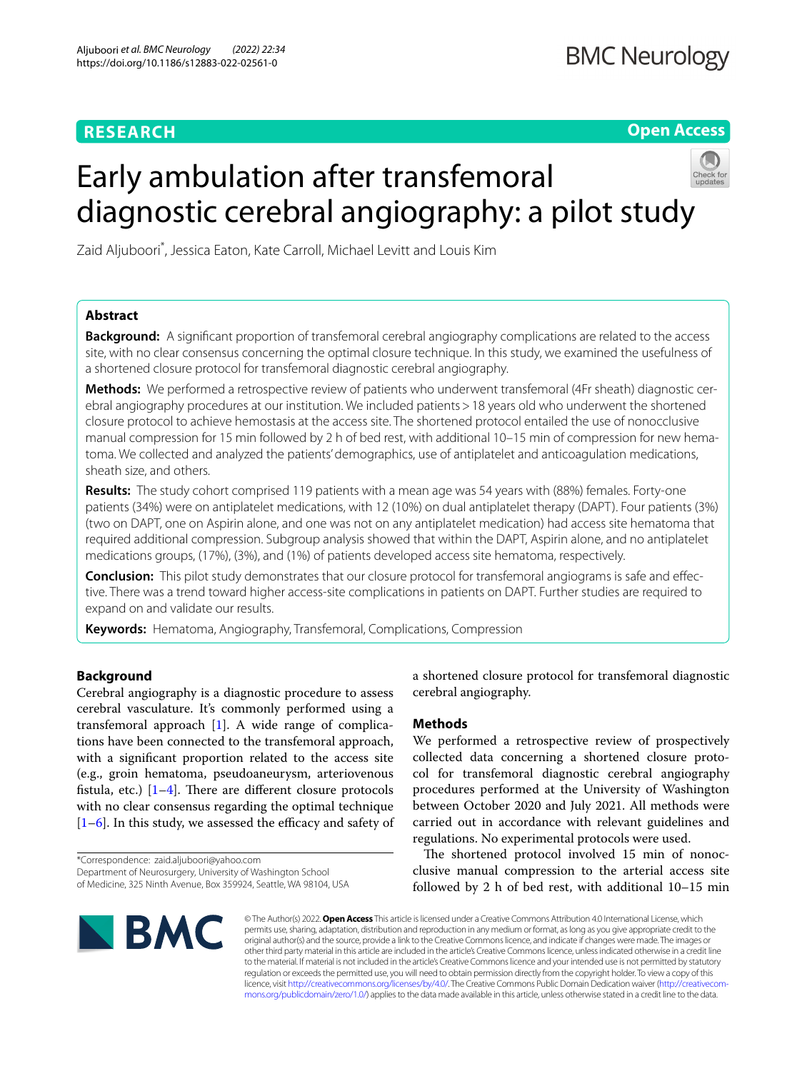RESEARCH

Open Access

# Early ambulation after transfemoral diagnostic cerebral angiography: a pilot study

Zaid Aljuboori*, Jessica Eaton, Kate Carroll, Michael Levitt and Louis Kim

## Abstract

**Background:** A significant proportion of transfemoral cerebral angiography complications are related to the access site, with no clear consensus concerning the optimal closure technique. In this study, we examined the usefulness of a shortened closure protocol for transfemoral diagnostic cerebral angiography.

**Methods:** We performed a retrospective review of patients who underwent transfemoral (4Fr sheath) diagnostic cerebral angiography procedures at our institution. We included patients > 18 years old who underwent the shortened closure protocol to achieve hemostasis at the access site. The shortened protocol entailed the use of nonocclusive manual compression for 15 min followed by 2 h of bed rest, with additional 10–15 min of compression for new hematoma. We collected and analyzed the patients' demographics, use of antiplatelet and anticoagulation medications, sheath size, and others.

**Results:** The study cohort comprised 119 patients with a mean age was 54 years with (88%) females. Forty-one patients (34%) were on antiplatelet medications, with 12 (10%) on dual antiplatelet therapy (DAPT). Four patients (3%) (two on DAPT, one on Aspirin alone, and one was not on any antiplatelet medication) had access site hematoma that required additional compression. Subgroup analysis showed that within the DAPT, Aspirin alone, and no antiplatelet medications groups, (17%), (3%), and (1%) of patients developed access site hematoma, respectively.

**Conclusion:** This pilot study demonstrates that our closure protocol for transfemoral angiograms is safe and effective. There was a trend toward higher access-site complications in patients on DAPT. Further studies are required to expand on and validate our results.

**Keywords:** Hematoma, Angiography, Transfemoral, Complications, Compression

## Background

Cerebral angiography is a diagnostic procedure to assess cerebral vasculature. It's commonly performed using a transfemoral approach [1]. A wide range of complications have been connected to the transfemoral approach, with a significant proportion related to the access site (e.g., groin hematoma, pseudoaneurysm, arteriovenous fistula, etc.) [1–4]. There are different closure protocols with no clear consensus regarding the optimal technique [1–6]. In this study, we assessed the efficacy and safety of a shortened closure protocol for transfemoral diagnostic cerebral angiography.

## Methods

We performed a retrospective review of prospectively collected data concerning a shortened closure protocol for transfemoral diagnostic cerebral angiography procedures performed at the University of Washington between October 2020 and July 2021. All methods were carried out in accordance with relevant guidelines and regulations. No experimental protocols were used.

The shortened protocol involved 15 min of nonocclusive manual compression to the arterial access site followed by 2 h of bed rest, with additional 10–15 min

*Correspondence: zaid.aljuboori@yahoo.com
Department of Neurosurgery, University of Washington School of Medicine, 325 Ninth Avenue, Box 359924, Seattle, WA 98104, USA

© The Author(s) 2022. **Open Access** This article is licensed under a Creative Commons Attribution 4.0 International License, which permits use, sharing, adaptation, distribution and reproduction in any medium or format, as long as you give appropriate credit to the original author(s) and the source, provide a link to the Creative Commons licence, and indicate if changes were made. The images or other third party material in this article are included in the article's Creative Commons licence, unless indicated otherwise in a credit line to the material. If material is not included in the article's Creative Commons licence and your intended use is not permitted by statutory regulation or exceeds the permitted use, you will need to obtain permission directly from the copyright holder. To view a copy of this licence, visit http://creativecommons.org/licenses/by/4.0/. The Creative Commons Public Domain Dedication waiver (http://creativecommons.org/publicdomain/zero/1.0/) applies to the data made available in this article, unless otherwise stated in a credit line to the data.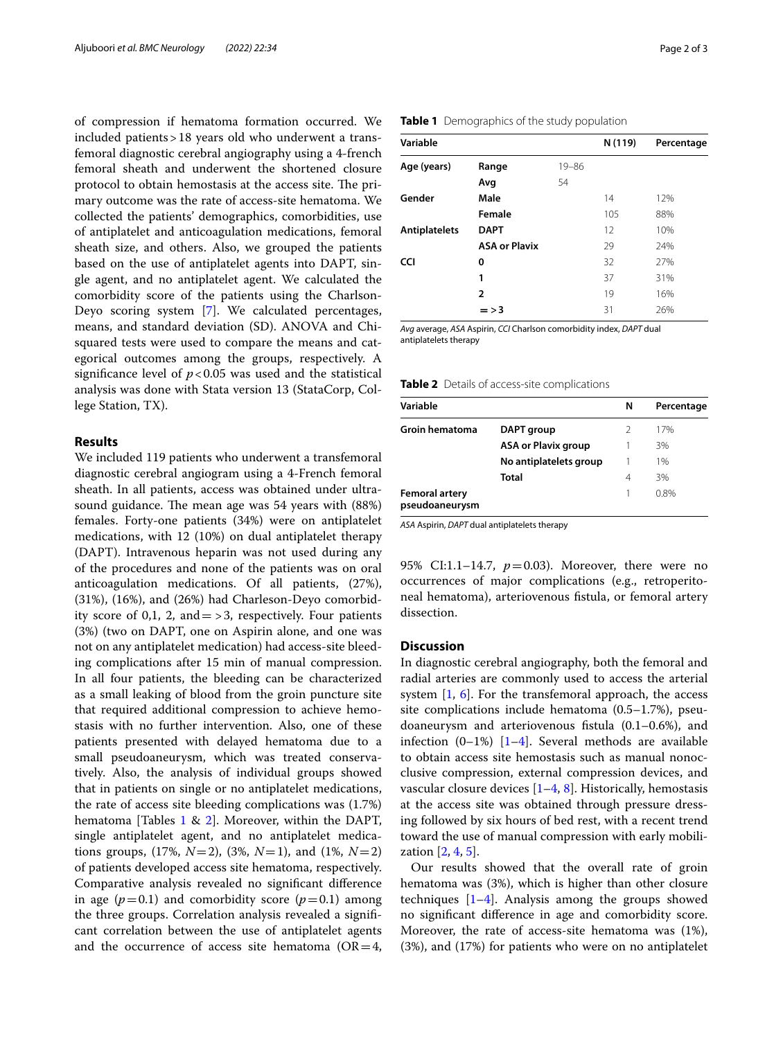of compression if hematoma formation occurred. We included patients > 18 years old who underwent a transfemoral diagnostic cerebral angiography using a 4-french femoral sheath and underwent the shortened closure protocol to obtain hemostasis at the access site. The primary outcome was the rate of access-site hematoma. We collected the patients' demographics, comorbidities, use of antiplatelet and anticoagulation medications, femoral sheath size, and others. Also, we grouped the patients based on the use of antiplatelet agents into DAPT, single agent, and no antiplatelet agent. We calculated the comorbidity score of the patients using the Charlson-Deyo scoring system [7]. We calculated percentages, means, and standard deviation (SD). ANOVA and Chi-squared tests were used to compare the means and categorical outcomes among the groups, respectively. A significance level of $p < 0.05$ was used and the statistical analysis was done with Stata version 13 (StataCorp, College Station, TX).

## Results

We included 119 patients who underwent a transfemoral diagnostic cerebral angiogram using a 4-French femoral sheath. In all patients, access was obtained under ultrasound guidance. The mean age was 54 years with (88%) females. Forty-one patients (34%) were on antiplatelet medications, with 12 (10%) on dual antiplatelet therapy (DAPT). Intravenous heparin was not used during any of the procedures and none of the patients was on oral anticoagulation medications. Of all patients, (27%), (31%), (16%), and (26%) had Charleson-Deyo comorbidity score of 0,1, 2, and = > 3, respectively. Four patients (3%) (two on DAPT, one on Aspirin alone, and one was not on any antiplatelet medication) had access-site bleeding complications after 15 min of manual compression. In all four patients, the bleeding can be characterized as a small leaking of blood from the groin puncture site that required additional compression to achieve hemostasis with no further intervention. Also, one of these patients presented with delayed hematoma due to a small pseudoaneurysm, which was treated conservatively. Also, the analysis of individual groups showed that in patients on single or no antiplatelet medications, the rate of access site bleeding complications was (1.7%) hematoma [Tables 1 & 2]. Moreover, within the DAPT, single antiplatelet agent, and no antiplatelet medications groups, (17%, $N = 2$), (3%, $N = 1$), and (1%, $N = 2$) of patients developed access site hematoma, respectively. Comparative analysis revealed no significant difference in age ($p = 0.1$) and comorbidity score ($p = 0.1$) among the three groups. Correlation analysis revealed a significant correlation between the use of antiplatelet agents and the occurrence of access site hematoma (OR = 4, 95% CI:1.1–14.7, $p = 0.03$). Moreover, there were no occurrences of major complications (e.g., retroperitoneal hematoma), arteriovenous fistula, or femoral artery dissection.

**Table 1** Demographics of the study population

| Variable | | | N (119) | Percentage |
|---|---|---|---|---|
| Age (years) | Range | 19–86 | | |
| | Avg | 54 | | |
| Gender | Male | | 14 | 12% |
| | Female | | 105 | 88% |
| Antiplatelets | DAPT | | 12 | 10% |
| | ASA or Plavix | | 29 | 24% |
| CCI | 0 | | 32 | 27% |
| | 1 | | 37 | 31% |
| | 2 | | 19 | 16% |
| | = > 3 | | 31 | 26% |

*Avg* average, *ASA* Aspirin, *CCI* Charlson comorbidity index, *DAPT* dual antiplatelets therapy

**Table 2** Details of access-site complications

| Variable | | N | Percentage |
|---|---|---|---|
| Groin hematoma | DAPT group | 2 | 17% |
| | ASA or Plavix group | 1 | 3% |
| | No antiplatelets group | 1 | 1% |
| | Total | 4 | 3% |
| Femoral artery pseudoaneurysm | | 1 | 0.8% |

*ASA* Aspirin, *DAPT* dual antiplatelets therapy

## Discussion

In diagnostic cerebral angiography, both the femoral and radial arteries are commonly used to access the arterial system [1, 6]. For the transfemoral approach, the access site complications include hematoma (0.5–1.7%), pseudoaneurysm and arteriovenous fistula (0.1–0.6%), and infection (0–1%) [1–4]. Several methods are available to obtain access site hemostasis such as manual nonocclusive compression, external compression devices, and vascular closure devices [1–4, 8]. Historically, hemostasis at the access site was obtained through pressure dressing followed by six hours of bed rest, with a recent trend toward the use of manual compression with early mobilization [2, 4, 5].

Our results showed that the overall rate of groin hematoma was (3%), which is higher than other closure techniques [1–4]. Analysis among the groups showed no significant difference in age and comorbidity score. Moreover, the rate of access-site hematoma was (1%), (3%), and (17%) for patients who were on no antiplatelet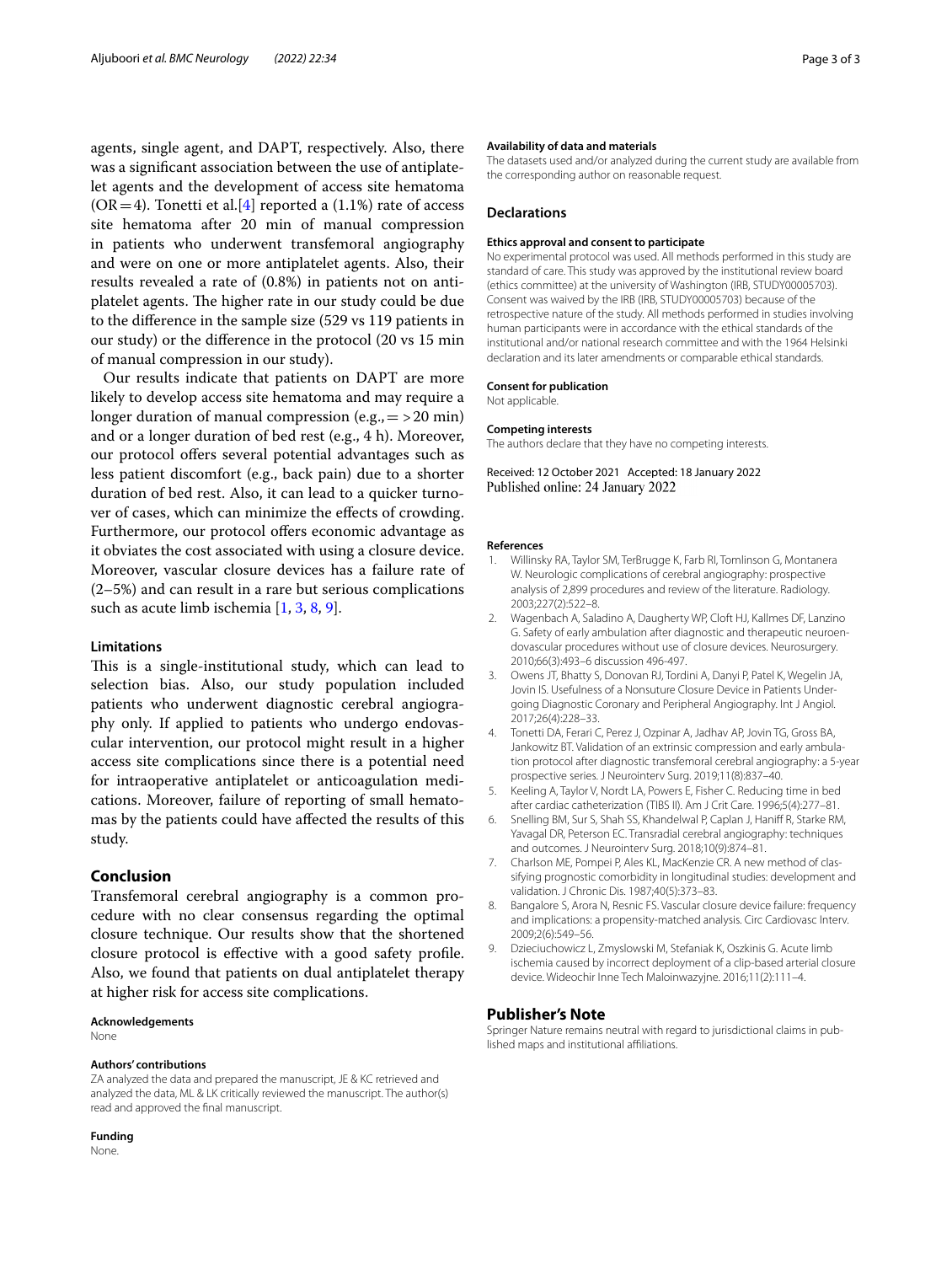agents, single agent, and DAPT, respectively. Also, there was a significant association between the use of antiplatelet agents and the development of access site hematoma (OR = 4). Tonetti et al.[4] reported a (1.1%) rate of access site hematoma after 20 min of manual compression in patients who underwent transfemoral angiography and were on one or more antiplatelet agents. Also, their results revealed a rate of (0.8%) in patients not on antiplatelet agents. The higher rate in our study could be due to the difference in the sample size (529 vs 119 patients in our study) or the difference in the protocol (20 vs 15 min of manual compression in our study).

Our results indicate that patients on DAPT are more likely to develop access site hematoma and may require a longer duration of manual compression (e.g., = >20 min) and or a longer duration of bed rest (e.g., 4 h). Moreover, our protocol offers several potential advantages such as less patient discomfort (e.g., back pain) due to a shorter duration of bed rest. Also, it can lead to a quicker turnover of cases, which can minimize the effects of crowding. Furthermore, our protocol offers economic advantage as it obviates the cost associated with using a closure device. Moreover, vascular closure devices has a failure rate of (2–5%) and can result in a rare but serious complications such as acute limb ischemia [1, 3, 8, 9].

### Limitations

This is a single-institutional study, which can lead to selection bias. Also, our study population included patients who underwent diagnostic cerebral angiography only. If applied to patients who undergo endovascular intervention, our protocol might result in a higher access site complications since there is a potential need for intraoperative antiplatelet or anticoagulation medications. Moreover, failure of reporting of small hematomas by the patients could have affected the results of this study.

## Conclusion

Transfemoral cerebral angiography is a common procedure with no clear consensus regarding the optimal closure technique. Our results show that the shortened closure protocol is effective with a good safety profile. Also, we found that patients on dual antiplatelet therapy at higher risk for access site complications.

#### Acknowledgements

None

#### Authors' contributions

ZA analyzed the data and prepared the manuscript, JE & KC retrieved and analyzed the data, ML & LK critically reviewed the manuscript. The author(s) read and approved the final manuscript.

#### Funding

None.

#### Availability of data and materials

The datasets used and/or analyzed during the current study are available from the corresponding author on reasonable request.

## Declarations

#### Ethics approval and consent to participate

No experimental protocol was used. All methods performed in this study are standard of care. This study was approved by the institutional review board (ethics committee) at the university of Washington (IRB, STUDY00005703). Consent was waived by the IRB (IRB, STUDY00005703) because of the retrospective nature of the study. All methods performed in studies involving human participants were in accordance with the ethical standards of the institutional and/or national research committee and with the 1964 Helsinki declaration and its later amendments or comparable ethical standards.

#### Consent for publication

Not applicable.

#### Competing interests

The authors declare that they have no competing interests.

Received: 12 October 2021 Accepted: 18 January 2022
Published online: 24 January 2022

#### References

1. Willinsky RA, Taylor SM, TerBrugge K, Farb RI, Tomlinson G, Montanera W. Neurologic complications of cerebral angiography: prospective analysis of 2,899 procedures and review of the literature. Radiology. 2003;227(2):522–8.
2. Wagenbach A, Saladino A, Daugherty WP, Cloft HJ, Kallmes DF, Lanzino G. Safety of early ambulation after diagnostic and therapeutic neuroendovascular procedures without use of closure devices. Neurosurgery. 2010;66(3):493–6 discussion 496-497.
3. Owens JT, Bhatty S, Donovan RJ, Tordini A, Danyi P, Patel K, Wegelin JA, Jovin IS. Usefulness of a Nonsuture Closure Device in Patients Undergoing Diagnostic Coronary and Peripheral Angiography. Int J Angiol. 2017;26(4):228–33.
4. Tonetti DA, Ferari C, Perez J, Ozpinar A, Jadhav AP, Jovin TG, Gross BA, Jankowitz BT. Validation of an extrinsic compression and early ambulation protocol after diagnostic transfemoral cerebral angiography: a 5-year prospective series. J Neurointerv Surg. 2019;11(8):837–40.
5. Keeling A, Taylor V, Nordt LA, Powers E, Fisher C. Reducing time in bed after cardiac catheterization (TIBS II). Am J Crit Care. 1996;5(4):277–81.
6. Snelling BM, Sur S, Shah SS, Khandelwal P, Caplan J, Haniff R, Starke RM, Yavagal DR, Peterson EC. Transradial cerebral angiography: techniques and outcomes. J Neurointerv Surg. 2018;10(9):874–81.
7. Charlson ME, Pompei P, Ales KL, MacKenzie CR. A new method of classifying prognostic comorbidity in longitudinal studies: development and validation. J Chronic Dis. 1987;40(5):373–83.
8. Bangalore S, Arora N, Resnic FS. Vascular closure device failure: frequency and implications: a propensity-matched analysis. Circ Cardiovasc Interv. 2009;2(6):549–56.
9. Dzieciuchowicz L, Zmyslowski M, Stefaniak K, Oszkinis G. Acute limb ischemia caused by incorrect deployment of a clip-based arterial closure device. Wideochir Inne Tech Maloinwazyjne. 2016;11(2):111–4.

## Publisher's Note

Springer Nature remains neutral with regard to jurisdictional claims in published maps and institutional affiliations.